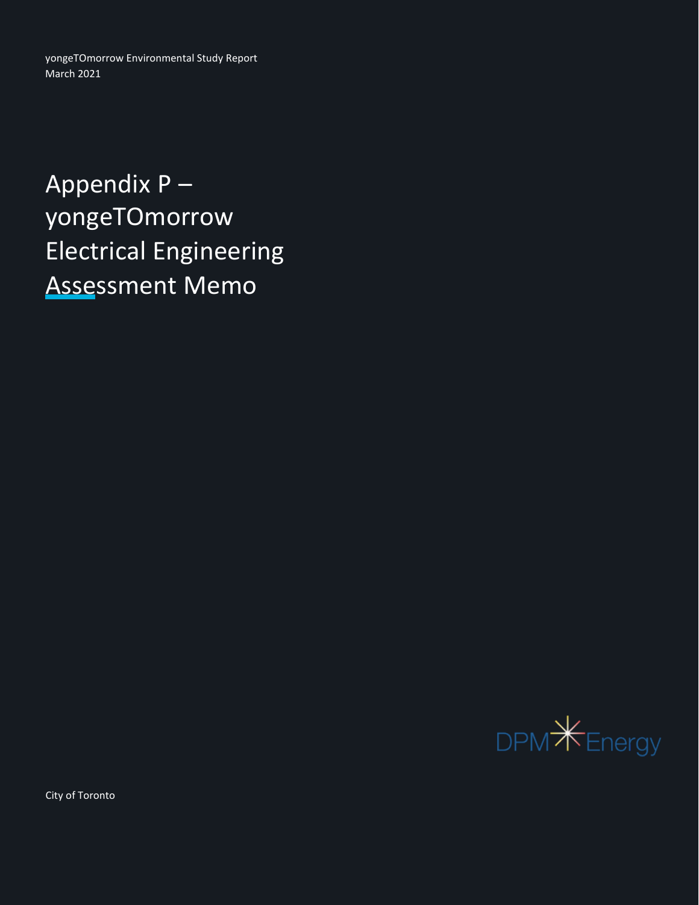yongeTOmorrow Environmental Study Report
March 2021

# Appendix P – yongeTOmorrow Electrical Engineering Assessment Memo

DPM Energy

City of Toronto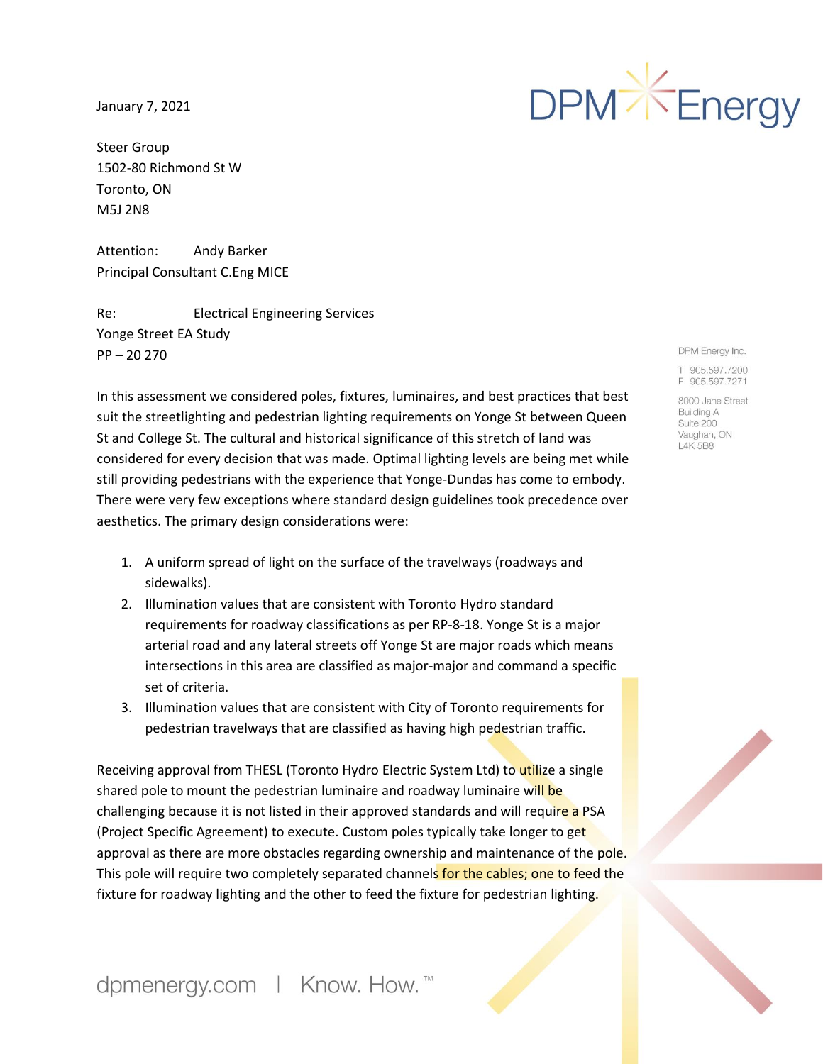January 7, 2021

Steer Group
1502-80 Richmond St W
Toronto, ON
M5J 2N8

Attention: Andy Barker
Principal Consultant C.Eng MICE

Re: Electrical Engineering Services
Yonge Street EA Study
PP – 20 270

DPM Energy Inc.
T 905.597.7200
F 905.597.7271
8000 Jane Street
Building A
Suite 200
Vaughan, ON
L4K 5B8

In this assessment we considered poles, fixtures, luminaires, and best practices that best suit the streetlighting and pedestrian lighting requirements on Yonge St between Queen St and College St. The cultural and historical significance of this stretch of land was considered for every decision that was made. Optimal lighting levels are being met while still providing pedestrians with the experience that Yonge-Dundas has come to embody. There were very few exceptions where standard design guidelines took precedence over aesthetics. The primary design considerations were:

1. A uniform spread of light on the surface of the travelways (roadways and sidewalks).
2. Illumination values that are consistent with Toronto Hydro standard requirements for roadway classifications as per RP-8-18. Yonge St is a major arterial road and any lateral streets off Yonge St are major roads which means intersections in this area are classified as major-major and command a specific set of criteria.
3. Illumination values that are consistent with City of Toronto requirements for pedestrian travelways that are classified as having high pedestrian traffic.

Receiving approval from THESL (Toronto Hydro Electric System Ltd) to utilize a single shared pole to mount the pedestrian luminaire and roadway luminaire will be challenging because it is not listed in their approved standards and will require a PSA (Project Specific Agreement) to execute. Custom poles typically take longer to get approval as there are more obstacles regarding ownership and maintenance of the pole. This pole will require two completely separated channels for the cables; one to feed the fixture for roadway lighting and the other to feed the fixture for pedestrian lighting.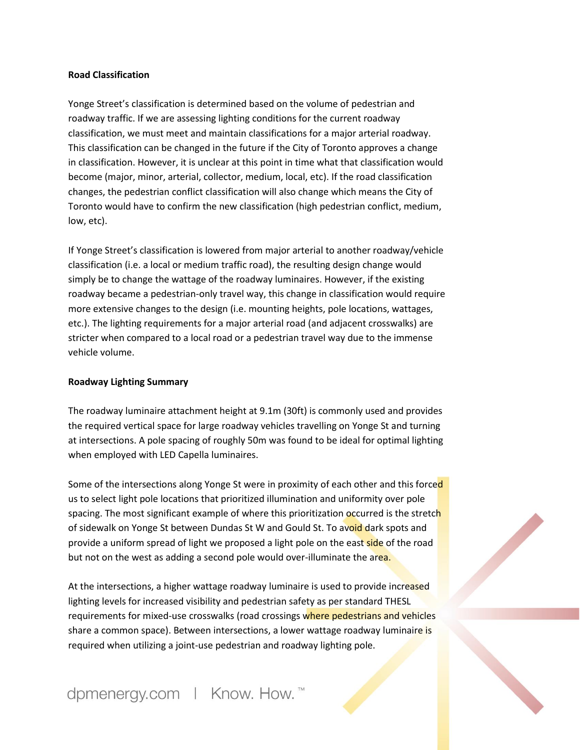**Road Classification**

Yonge Street's classification is determined based on the volume of pedestrian and roadway traffic. If we are assessing lighting conditions for the current roadway classification, we must meet and maintain classifications for a major arterial roadway. This classification can be changed in the future if the City of Toronto approves a change in classification. However, it is unclear at this point in time what that classification would become (major, minor, arterial, collector, medium, local, etc). If the road classification changes, the pedestrian conflict classification will also change which means the City of Toronto would have to confirm the new classification (high pedestrian conflict, medium, low, etc).

If Yonge Street's classification is lowered from major arterial to another roadway/vehicle classification (i.e. a local or medium traffic road), the resulting design change would simply be to change the wattage of the roadway luminaires. However, if the existing roadway became a pedestrian-only travel way, this change in classification would require more extensive changes to the design (i.e. mounting heights, pole locations, wattages, etc.). The lighting requirements for a major arterial road (and adjacent crosswalks) are stricter when compared to a local road or a pedestrian travel way due to the immense vehicle volume.

**Roadway Lighting Summary**

The roadway luminaire attachment height at 9.1m (30ft) is commonly used and provides the required vertical space for large roadway vehicles travelling on Yonge St and turning at intersections. A pole spacing of roughly 50m was found to be ideal for optimal lighting when employed with LED Capella luminaires.

Some of the intersections along Yonge St were in proximity of each other and this forced us to select light pole locations that prioritized illumination and uniformity over pole spacing. The most significant example of where this prioritization occurred is the stretch of sidewalk on Yonge St between Dundas St W and Gould St. To avoid dark spots and provide a uniform spread of light we proposed a light pole on the east side of the road but not on the west as adding a second pole would over-illuminate the area.

At the intersections, a higher wattage roadway luminaire is used to provide increased lighting levels for increased visibility and pedestrian safety as per standard THESL requirements for mixed-use crosswalks (road crossings where pedestrians and vehicles share a common space). Between intersections, a lower wattage roadway luminaire is required when utilizing a joint-use pedestrian and roadway lighting pole.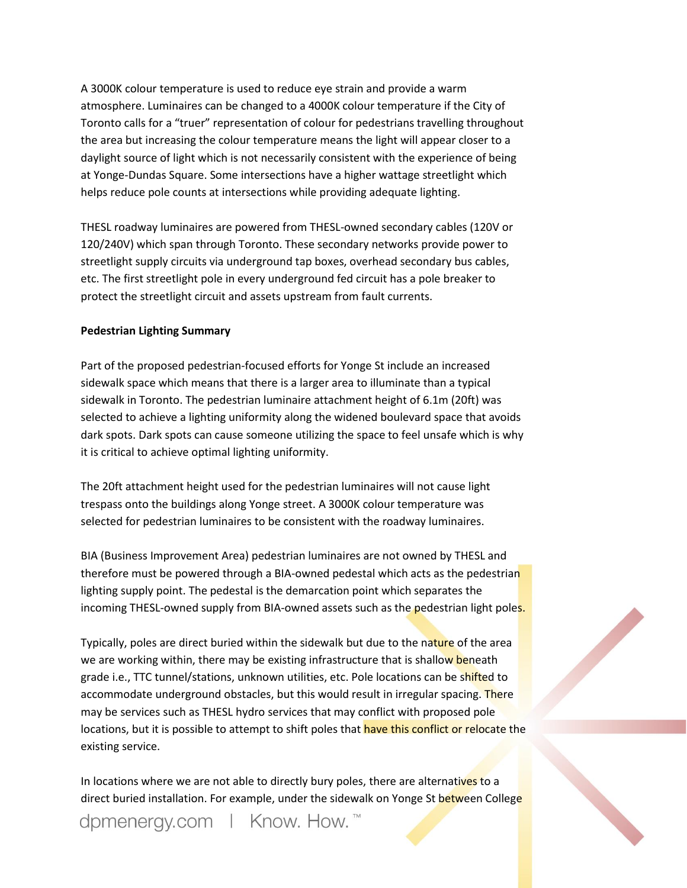A 3000K colour temperature is used to reduce eye strain and provide a warm atmosphere. Luminaires can be changed to a 4000K colour temperature if the City of Toronto calls for a "truer" representation of colour for pedestrians travelling throughout the area but increasing the colour temperature means the light will appear closer to a daylight source of light which is not necessarily consistent with the experience of being at Yonge-Dundas Square. Some intersections have a higher wattage streetlight which helps reduce pole counts at intersections while providing adequate lighting.

THESL roadway luminaires are powered from THESL-owned secondary cables (120V or 120/240V) which span through Toronto. These secondary networks provide power to streetlight supply circuits via underground tap boxes, overhead secondary bus cables, etc. The first streetlight pole in every underground fed circuit has a pole breaker to protect the streetlight circuit and assets upstream from fault currents.

**Pedestrian Lighting Summary**

Part of the proposed pedestrian-focused efforts for Yonge St include an increased sidewalk space which means that there is a larger area to illuminate than a typical sidewalk in Toronto. The pedestrian luminaire attachment height of 6.1m (20ft) was selected to achieve a lighting uniformity along the widened boulevard space that avoids dark spots. Dark spots can cause someone utilizing the space to feel unsafe which is why it is critical to achieve optimal lighting uniformity.

The 20ft attachment height used for the pedestrian luminaires will not cause light trespass onto the buildings along Yonge street. A 3000K colour temperature was selected for pedestrian luminaires to be consistent with the roadway luminaires.

BIA (Business Improvement Area) pedestrian luminaires are not owned by THESL and therefore must be powered through a BIA-owned pedestal which acts as the pedestrian lighting supply point. The pedestal is the demarcation point which separates the incoming THESL-owned supply from BIA-owned assets such as the pedestrian light poles.

Typically, poles are direct buried within the sidewalk but due to the nature of the area we are working within, there may be existing infrastructure that is shallow beneath grade i.e., TTC tunnel/stations, unknown utilities, etc. Pole locations can be shifted to accommodate underground obstacles, but this would result in irregular spacing. There may be services such as THESL hydro services that may conflict with proposed pole locations, but it is possible to attempt to shift poles that have this conflict or relocate the existing service.

In locations where we are not able to directly bury poles, there are alternatives to a direct buried installation. For example, under the sidewalk on Yonge St between College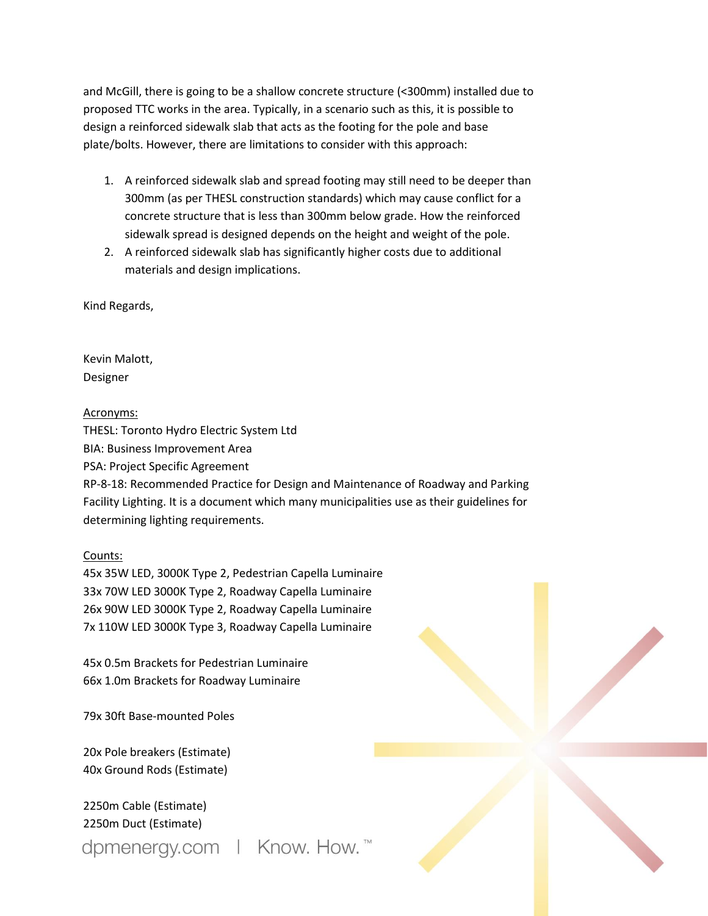and McGill, there is going to be a shallow concrete structure (<300mm) installed due to proposed TTC works in the area. Typically, in a scenario such as this, it is possible to design a reinforced sidewalk slab that acts as the footing for the pole and base plate/bolts. However, there are limitations to consider with this approach:

1. A reinforced sidewalk slab and spread footing may still need to be deeper than 300mm (as per THESL construction standards) which may cause conflict for a concrete structure that is less than 300mm below grade. How the reinforced sidewalk spread is designed depends on the height and weight of the pole.
2. A reinforced sidewalk slab has significantly higher costs due to additional materials and design implications.

Kind Regards,

Kevin Malott,
Designer

<u>Acronyms:</u>
THESL: Toronto Hydro Electric System Ltd
BIA: Business Improvement Area
PSA: Project Specific Agreement
RP-8-18: Recommended Practice for Design and Maintenance of Roadway and Parking Facility Lighting. It is a document which many municipalities use as their guidelines for determining lighting requirements.

<u>Counts:</u>
45x 35W LED, 3000K Type 2, Pedestrian Capella Luminaire
33x 70W LED 3000K Type 2, Roadway Capella Luminaire
26x 90W LED 3000K Type 2, Roadway Capella Luminaire
7x 110W LED 3000K Type 3, Roadway Capella Luminaire

45x 0.5m Brackets for Pedestrian Luminaire
66x 1.0m Brackets for Roadway Luminaire

79x 30ft Base-mounted Poles

20x Pole breakers (Estimate)
40x Ground Rods (Estimate)

2250m Cable (Estimate)
2250m Duct (Estimate)